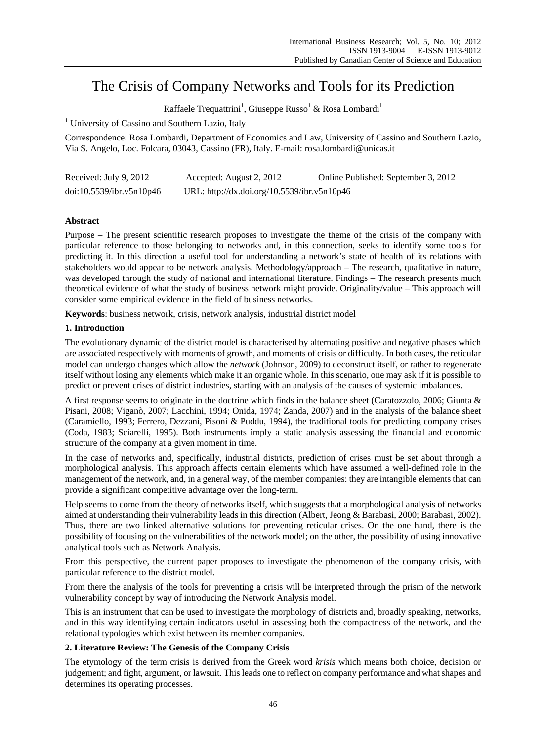# The Crisis of Company Networks and Tools for its Prediction

Raffaele Trequattrini[1], Giuseppe Russo[1] & Rosa Lombardi[1]

[1] University of Cassino and Southern Lazio, Italy

Correspondence: Rosa Lombardi, Department of Economics and Law, University of Cassino and Southern Lazio, Via S. Angelo, Loc. Folcara, 03043, Cassino (FR), Italy. E-mail: rosa.lombardi@unicas.it

Received: July 9, 2012   Accepted: August 2, 2012   Online Published: September 3, 2012

doi:10.5539/ibr.v5n10p46   URL: http://dx.doi.org/10.5539/ibr.v5n10p46

## Abstract

Purpose – The present scientific research proposes to investigate the theme of the crisis of the company with particular reference to those belonging to networks and, in this connection, seeks to identify some tools for predicting it. In this direction a useful tool for understanding a network's state of health of its relations with stakeholders would appear to be network analysis. Methodology/approach – The research, qualitative in nature, was developed through the study of national and international literature. Findings – The research presents much theoretical evidence of what the study of business network might provide. Originality/value – This approach will consider some empirical evidence in the field of business networks.

**Keywords**: business network, crisis, network analysis, industrial district model

## 1. Introduction

The evolutionary dynamic of the district model is characterised by alternating positive and negative phases which are associated respectively with moments of growth, and moments of crisis or difficulty. In both cases, the reticular model can undergo changes which allow the *network* (Johnson, 2009) to deconstruct itself, or rather to regenerate itself without losing any elements which make it an organic whole. In this scenario, one may ask if it is possible to predict or prevent crises of district industries, starting with an analysis of the causes of systemic imbalances.

A first response seems to originate in the doctrine which finds in the balance sheet (Caratozzolo, 2006; Giunta & Pisani, 2008; Viganò, 2007; Lacchini, 1994; Onida, 1974; Zanda, 2007) and in the analysis of the balance sheet (Caramiello, 1993; Ferrero, Dezzani, Pisoni & Puddu, 1994), the traditional tools for predicting company crises (Coda, 1983; Sciarelli, 1995). Both instruments imply a static analysis assessing the financial and economic structure of the company at a given moment in time.

In the case of networks and, specifically, industrial districts, prediction of crises must be set about through a morphological analysis. This approach affects certain elements which have assumed a well-defined role in the management of the network, and, in a general way, of the member companies: they are intangible elements that can provide a significant competitive advantage over the long-term.

Help seems to come from the theory of networks itself, which suggests that a morphological analysis of networks aimed at understanding their vulnerability leads in this direction (Albert, Jeong & Barabasi, 2000; Barabasi, 2002). Thus, there are two linked alternative solutions for preventing reticular crises. On the one hand, there is the possibility of focusing on the vulnerabilities of the network model; on the other, the possibility of using innovative analytical tools such as Network Analysis.

From this perspective, the current paper proposes to investigate the phenomenon of the company crisis, with particular reference to the district model.

From there the analysis of the tools for preventing a crisis will be interpreted through the prism of the network vulnerability concept by way of introducing the Network Analysis model.

This is an instrument that can be used to investigate the morphology of districts and, broadly speaking, networks, and in this way identifying certain indicators useful in assessing both the compactness of the network, and the relational typologies which exist between its member companies.

## 2. Literature Review: The Genesis of the Company Crisis

The etymology of the term crisis is derived from the Greek word *krisis* which means both choice, decision or judgement; and fight, argument, or lawsuit. This leads one to reflect on company performance and what shapes and determines its operating processes.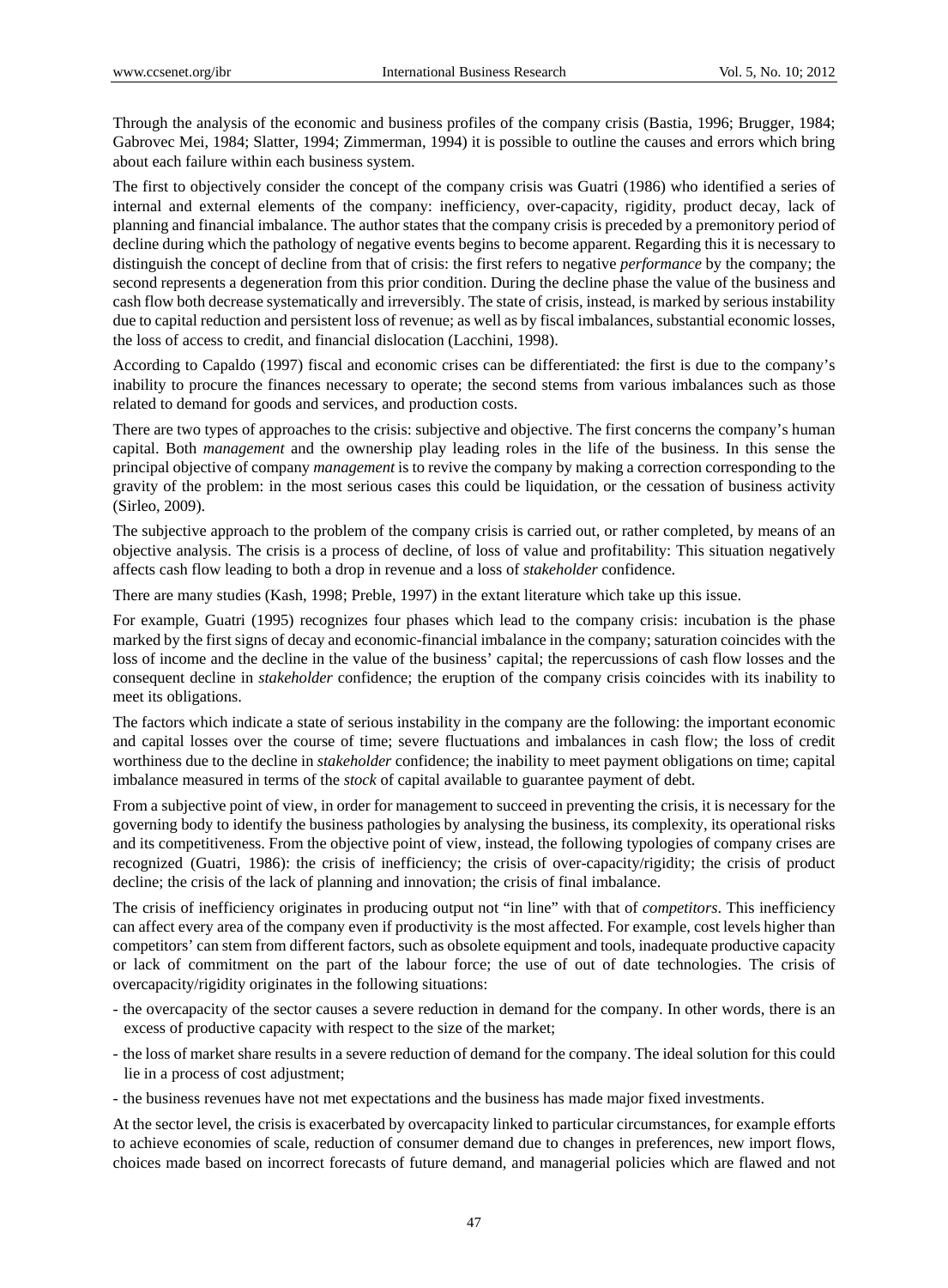Through the analysis of the economic and business profiles of the company crisis (Bastia, 1996; Brugger, 1984; Gabrovec Mei, 1984; Slatter, 1994; Zimmerman, 1994) it is possible to outline the causes and errors which bring about each failure within each business system.

The first to objectively consider the concept of the company crisis was Guatri (1986) who identified a series of internal and external elements of the company: inefficiency, over-capacity, rigidity, product decay, lack of planning and financial imbalance. The author states that the company crisis is preceded by a premonitory period of decline during which the pathology of negative events begins to become apparent. Regarding this it is necessary to distinguish the concept of decline from that of crisis: the first refers to negative *performance* by the company; the second represents a degeneration from this prior condition. During the decline phase the value of the business and cash flow both decrease systematically and irreversibly. The state of crisis, instead, is marked by serious instability due to capital reduction and persistent loss of revenue; as well as by fiscal imbalances, substantial economic losses, the loss of access to credit, and financial dislocation (Lacchini, 1998).

According to Capaldo (1997) fiscal and economic crises can be differentiated: the first is due to the company's inability to procure the finances necessary to operate; the second stems from various imbalances such as those related to demand for goods and services, and production costs.

There are two types of approaches to the crisis: subjective and objective. The first concerns the company's human capital. Both *management* and the ownership play leading roles in the life of the business. In this sense the principal objective of company *management* is to revive the company by making a correction corresponding to the gravity of the problem: in the most serious cases this could be liquidation, or the cessation of business activity (Sirleo, 2009).

The subjective approach to the problem of the company crisis is carried out, or rather completed, by means of an objective analysis. The crisis is a process of decline, of loss of value and profitability: This situation negatively affects cash flow leading to both a drop in revenue and a loss of *stakeholder* confidence.

There are many studies (Kash, 1998; Preble, 1997) in the extant literature which take up this issue.

For example, Guatri (1995) recognizes four phases which lead to the company crisis: incubation is the phase marked by the first signs of decay and economic-financial imbalance in the company; saturation coincides with the loss of income and the decline in the value of the business' capital; the repercussions of cash flow losses and the consequent decline in *stakeholder* confidence; the eruption of the company crisis coincides with its inability to meet its obligations.

The factors which indicate a state of serious instability in the company are the following: the important economic and capital losses over the course of time; severe fluctuations and imbalances in cash flow; the loss of credit worthiness due to the decline in *stakeholder* confidence; the inability to meet payment obligations on time; capital imbalance measured in terms of the *stock* of capital available to guarantee payment of debt.

From a subjective point of view, in order for management to succeed in preventing the crisis, it is necessary for the governing body to identify the business pathologies by analysing the business, its complexity, its operational risks and its competitiveness. From the objective point of view, instead, the following typologies of company crises are recognized (Guatri, 1986): the crisis of inefficiency; the crisis of over-capacity/rigidity; the crisis of product decline; the crisis of the lack of planning and innovation; the crisis of final imbalance.

The crisis of inefficiency originates in producing output not "in line" with that of *competitors*. This inefficiency can affect every area of the company even if productivity is the most affected. For example, cost levels higher than competitors' can stem from different factors, such as obsolete equipment and tools, inadequate productive capacity or lack of commitment on the part of the labour force; the use of out of date technologies. The crisis of overcapacity/rigidity originates in the following situations:

- the overcapacity of the sector causes a severe reduction in demand for the company. In other words, there is an excess of productive capacity with respect to the size of the market;
- the loss of market share results in a severe reduction of demand for the company. The ideal solution for this could lie in a process of cost adjustment;
- the business revenues have not met expectations and the business has made major fixed investments.

At the sector level, the crisis is exacerbated by overcapacity linked to particular circumstances, for example efforts to achieve economies of scale, reduction of consumer demand due to changes in preferences, new import flows, choices made based on incorrect forecasts of future demand, and managerial policies which are flawed and not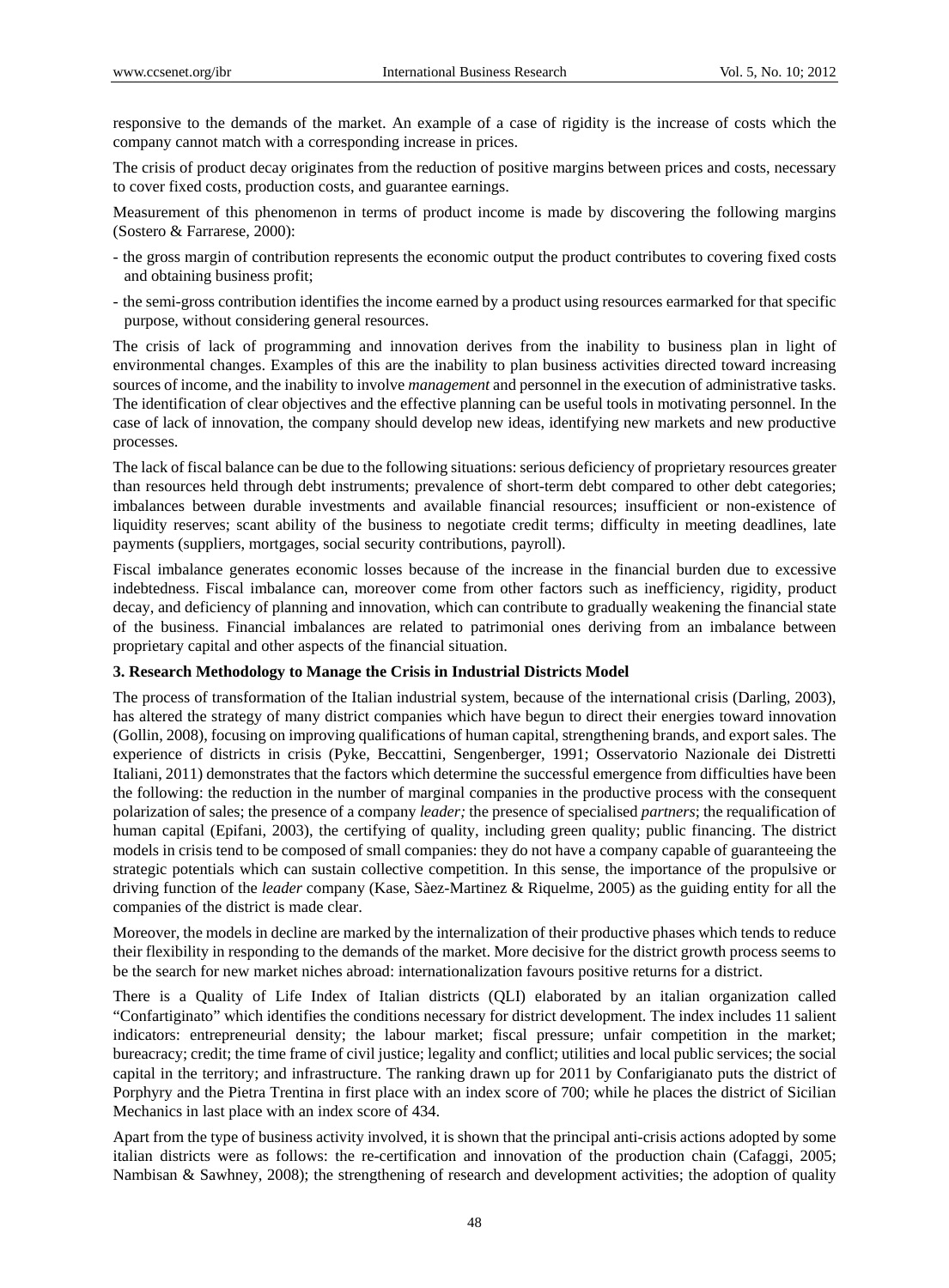responsive to the demands of the market. An example of a case of rigidity is the increase of costs which the company cannot match with a corresponding increase in prices.

The crisis of product decay originates from the reduction of positive margins between prices and costs, necessary to cover fixed costs, production costs, and guarantee earnings.

Measurement of this phenomenon in terms of product income is made by discovering the following margins (Sostero & Farrarese, 2000):

- the gross margin of contribution represents the economic output the product contributes to covering fixed costs and obtaining business profit;
- the semi-gross contribution identifies the income earned by a product using resources earmarked for that specific purpose, without considering general resources.

The crisis of lack of programming and innovation derives from the inability to business plan in light of environmental changes. Examples of this are the inability to plan business activities directed toward increasing sources of income, and the inability to involve *management* and personnel in the execution of administrative tasks. The identification of clear objectives and the effective planning can be useful tools in motivating personnel. In the case of lack of innovation, the company should develop new ideas, identifying new markets and new productive processes.

The lack of fiscal balance can be due to the following situations: serious deficiency of proprietary resources greater than resources held through debt instruments; prevalence of short-term debt compared to other debt categories; imbalances between durable investments and available financial resources; insufficient or non-existence of liquidity reserves; scant ability of the business to negotiate credit terms; difficulty in meeting deadlines, late payments (suppliers, mortgages, social security contributions, payroll).

Fiscal imbalance generates economic losses because of the increase in the financial burden due to excessive indebtedness. Fiscal imbalance can, moreover come from other factors such as inefficiency, rigidity, product decay, and deficiency of planning and innovation, which can contribute to gradually weakening the financial state of the business. Financial imbalances are related to patrimonial ones deriving from an imbalance between proprietary capital and other aspects of the financial situation.

## 3. Research Methodology to Manage the Crisis in Industrial Districts Model

The process of transformation of the Italian industrial system, because of the international crisis (Darling, 2003), has altered the strategy of many district companies which have begun to direct their energies toward innovation (Gollin, 2008), focusing on improving qualifications of human capital, strengthening brands, and export sales. The experience of districts in crisis (Pyke, Beccattini, Sengenberger, 1991; Osservatorio Nazionale dei Distretti Italiani, 2011) demonstrates that the factors which determine the successful emergence from difficulties have been the following: the reduction in the number of marginal companies in the productive process with the consequent polarization of sales; the presence of a company *leader;* the presence of specialised *partners*; the requalification of human capital (Epifani, 2003), the certifying of quality, including green quality; public financing. The district models in crisis tend to be composed of small companies: they do not have a company capable of guaranteeing the strategic potentials which can sustain collective competition. In this sense, the importance of the propulsive or driving function of the *leader* company (Kase, Sàez-Martinez & Riquelme, 2005) as the guiding entity for all the companies of the district is made clear.

Moreover, the models in decline are marked by the internalization of their productive phases which tends to reduce their flexibility in responding to the demands of the market. More decisive for the district growth process seems to be the search for new market niches abroad: internationalization favours positive returns for a district.

There is a Quality of Life Index of Italian districts (QLI) elaborated by an italian organization called "Confartiginato" which identifies the conditions necessary for district development. The index includes 11 salient indicators: entrepreneurial density; the labour market; fiscal pressure; unfair competition in the market; bureacracy; credit; the time frame of civil justice; legality and conflict; utilities and local public services; the social capital in the territory; and infrastructure. The ranking drawn up for 2011 by Confarigianato puts the district of Porphyry and the Pietra Trentina in first place with an index score of 700; while he places the district of Sicilian Mechanics in last place with an index score of 434.

Apart from the type of business activity involved, it is shown that the principal anti-crisis actions adopted by some italian districts were as follows: the re-certification and innovation of the production chain (Cafaggi, 2005; Nambisan & Sawhney, 2008); the strengthening of research and development activities; the adoption of quality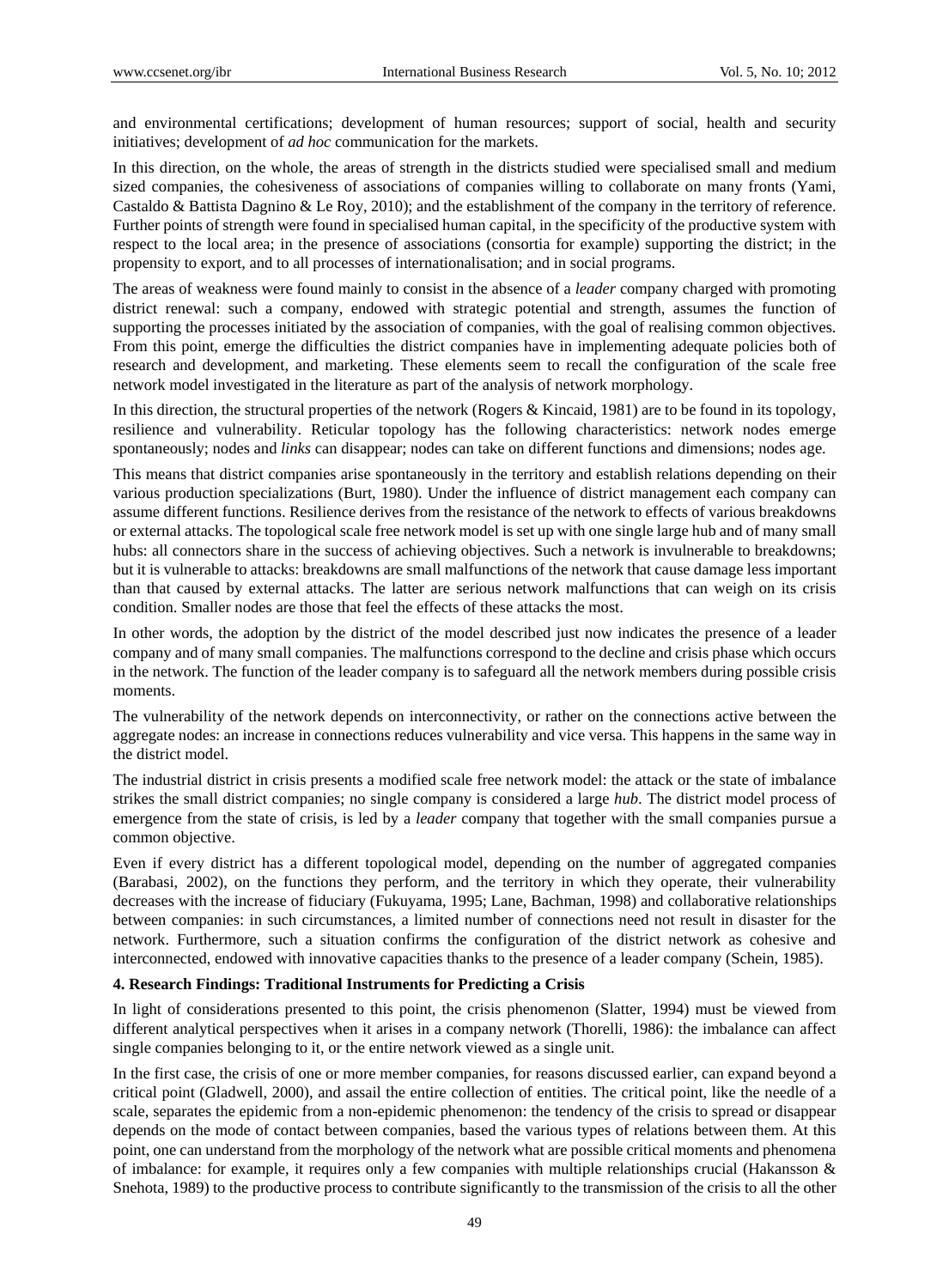and environmental certifications; development of human resources; support of social, health and security initiatives; development of *ad hoc* communication for the markets.

In this direction, on the whole, the areas of strength in the districts studied were specialised small and medium sized companies, the cohesiveness of associations of companies willing to collaborate on many fronts (Yami, Castaldo & Battista Dagnino & Le Roy, 2010); and the establishment of the company in the territory of reference. Further points of strength were found in specialised human capital, in the specificity of the productive system with respect to the local area; in the presence of associations (consortia for example) supporting the district; in the propensity to export, and to all processes of internationalisation; and in social programs.

The areas of weakness were found mainly to consist in the absence of a *leader* company charged with promoting district renewal: such a company, endowed with strategic potential and strength, assumes the function of supporting the processes initiated by the association of companies, with the goal of realising common objectives. From this point, emerge the difficulties the district companies have in implementing adequate policies both of research and development, and marketing. These elements seem to recall the configuration of the scale free network model investigated in the literature as part of the analysis of network morphology.

In this direction, the structural properties of the network (Rogers & Kincaid, 1981) are to be found in its topology, resilience and vulnerability. Reticular topology has the following characteristics: network nodes emerge spontaneously; nodes and *links* can disappear; nodes can take on different functions and dimensions; nodes age.

This means that district companies arise spontaneously in the territory and establish relations depending on their various production specializations (Burt, 1980). Under the influence of district management each company can assume different functions. Resilience derives from the resistance of the network to effects of various breakdowns or external attacks. The topological scale free network model is set up with one single large hub and of many small hubs: all connectors share in the success of achieving objectives. Such a network is invulnerable to breakdowns; but it is vulnerable to attacks: breakdowns are small malfunctions of the network that cause damage less important than that caused by external attacks. The latter are serious network malfunctions that can weigh on its crisis condition. Smaller nodes are those that feel the effects of these attacks the most.

In other words, the adoption by the district of the model described just now indicates the presence of a leader company and of many small companies. The malfunctions correspond to the decline and crisis phase which occurs in the network. The function of the leader company is to safeguard all the network members during possible crisis moments.

The vulnerability of the network depends on interconnectivity, or rather on the connections active between the aggregate nodes: an increase in connections reduces vulnerability and vice versa. This happens in the same way in the district model.

The industrial district in crisis presents a modified scale free network model: the attack or the state of imbalance strikes the small district companies; no single company is considered a large *hub*. The district model process of emergence from the state of crisis, is led by a *leader* company that together with the small companies pursue a common objective.

Even if every district has a different topological model, depending on the number of aggregated companies (Barabasi, 2002), on the functions they perform, and the territory in which they operate, their vulnerability decreases with the increase of fiduciary (Fukuyama, 1995; Lane, Bachman, 1998) and collaborative relationships between companies: in such circumstances, a limited number of connections need not result in disaster for the network. Furthermore, such a situation confirms the configuration of the district network as cohesive and interconnected, endowed with innovative capacities thanks to the presence of a leader company (Schein, 1985).

## 4. Research Findings: Traditional Instruments for Predicting a Crisis

In light of considerations presented to this point, the crisis phenomenon (Slatter, 1994) must be viewed from different analytical perspectives when it arises in a company network (Thorelli, 1986): the imbalance can affect single companies belonging to it, or the entire network viewed as a single unit.

In the first case, the crisis of one or more member companies, for reasons discussed earlier, can expand beyond a critical point (Gladwell, 2000), and assail the entire collection of entities. The critical point, like the needle of a scale, separates the epidemic from a non-epidemic phenomenon: the tendency of the crisis to spread or disappear depends on the mode of contact between companies, based the various types of relations between them. At this point, one can understand from the morphology of the network what are possible critical moments and phenomena of imbalance: for example, it requires only a few companies with multiple relationships crucial (Hakansson & Snehota, 1989) to the productive process to contribute significantly to the transmission of the crisis to all the other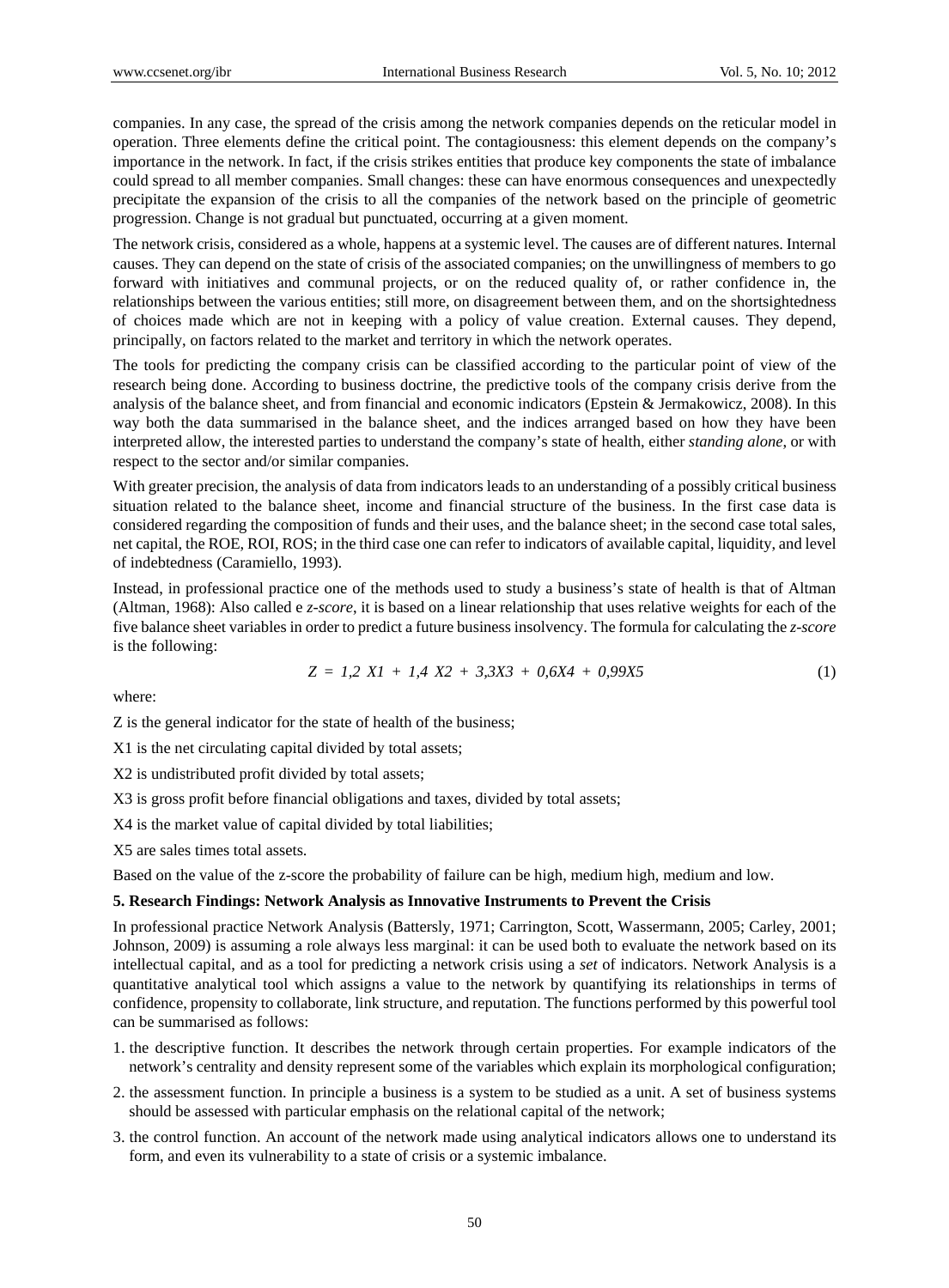companies. In any case, the spread of the crisis among the network companies depends on the reticular model in operation. Three elements define the critical point. The contagiousness: this element depends on the company's importance in the network. In fact, if the crisis strikes entities that produce key components the state of imbalance could spread to all member companies. Small changes: these can have enormous consequences and unexpectedly precipitate the expansion of the crisis to all the companies of the network based on the principle of geometric progression. Change is not gradual but punctuated, occurring at a given moment.

The network crisis, considered as a whole, happens at a systemic level. The causes are of different natures. Internal causes. They can depend on the state of crisis of the associated companies; on the unwillingness of members to go forward with initiatives and communal projects, or on the reduced quality of, or rather confidence in, the relationships between the various entities; still more, on disagreement between them, and on the shortsightedness of choices made which are not in keeping with a policy of value creation. External causes. They depend, principally, on factors related to the market and territory in which the network operates.

The tools for predicting the company crisis can be classified according to the particular point of view of the research being done. According to business doctrine, the predictive tools of the company crisis derive from the analysis of the balance sheet, and from financial and economic indicators (Epstein & Jermakowicz, 2008). In this way both the data summarised in the balance sheet, and the indices arranged based on how they have been interpreted allow, the interested parties to understand the company's state of health, either *standing alone*, or with respect to the sector and/or similar companies.

With greater precision, the analysis of data from indicators leads to an understanding of a possibly critical business situation related to the balance sheet, income and financial structure of the business. In the first case data is considered regarding the composition of funds and their uses, and the balance sheet; in the second case total sales, net capital, the ROE, ROI, ROS; in the third case one can refer to indicators of available capital, liquidity, and level of indebtedness (Caramiello, 1993).

Instead, in professional practice one of the methods used to study a business's state of health is that of Altman (Altman, 1968): Also called e *z-score*, it is based on a linear relationship that uses relative weights for each of the five balance sheet variables in order to predict a future business insolvency. The formula for calculating the *z-score* is the following:

$$Z = 1{,}2\ X1 + 1{,}4\ X2 + 3{,}3X3 + 0{,}6X4 + 0{,}99X5 \tag{1}$$

where:

Z is the general indicator for the state of health of the business;

X1 is the net circulating capital divided by total assets;

X2 is undistributed profit divided by total assets;

X3 is gross profit before financial obligations and taxes, divided by total assets;

X4 is the market value of capital divided by total liabilities;

X5 are sales times total assets.

Based on the value of the z-score the probability of failure can be high, medium high, medium and low.

## 5. Research Findings: Network Analysis as Innovative Instruments to Prevent the Crisis

In professional practice Network Analysis (Battersly, 1971; Carrington, Scott, Wassermann, 2005; Carley, 2001; Johnson, 2009) is assuming a role always less marginal: it can be used both to evaluate the network based on its intellectual capital, and as a tool for predicting a network crisis using a *set* of indicators. Network Analysis is a quantitative analytical tool which assigns a value to the network by quantifying its relationships in terms of confidence, propensity to collaborate, link structure, and reputation. The functions performed by this powerful tool can be summarised as follows:

1. the descriptive function. It describes the network through certain properties. For example indicators of the network's centrality and density represent some of the variables which explain its morphological configuration;
2. the assessment function. In principle a business is a system to be studied as a unit. A set of business systems should be assessed with particular emphasis on the relational capital of the network;
3. the control function. An account of the network made using analytical indicators allows one to understand its form, and even its vulnerability to a state of crisis or a systemic imbalance.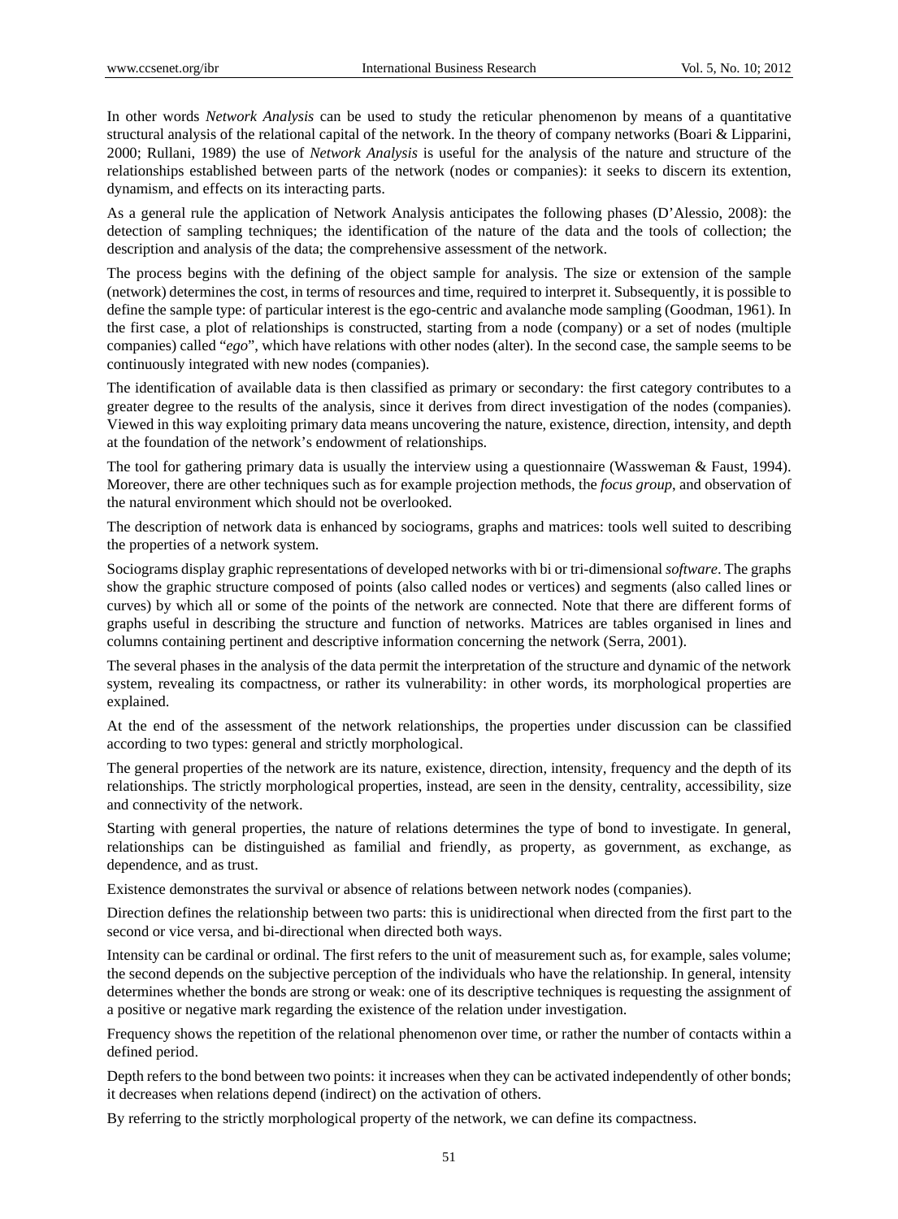In other words *Network Analysis* can be used to study the reticular phenomenon by means of a quantitative structural analysis of the relational capital of the network. In the theory of company networks (Boari & Lipparini, 2000; Rullani, 1989) the use of *Network Analysis* is useful for the analysis of the nature and structure of the relationships established between parts of the network (nodes or companies): it seeks to discern its extention, dynamism, and effects on its interacting parts.

As a general rule the application of Network Analysis anticipates the following phases (D'Alessio, 2008): the detection of sampling techniques; the identification of the nature of the data and the tools of collection; the description and analysis of the data; the comprehensive assessment of the network.

The process begins with the defining of the object sample for analysis. The size or extension of the sample (network) determines the cost, in terms of resources and time, required to interpret it. Subsequently, it is possible to define the sample type: of particular interest is the ego-centric and avalanche mode sampling (Goodman, 1961). In the first case, a plot of relationships is constructed, starting from a node (company) or a set of nodes (multiple companies) called "*ego*", which have relations with other nodes (alter). In the second case, the sample seems to be continuously integrated with new nodes (companies).

The identification of available data is then classified as primary or secondary: the first category contributes to a greater degree to the results of the analysis, since it derives from direct investigation of the nodes (companies). Viewed in this way exploiting primary data means uncovering the nature, existence, direction, intensity, and depth at the foundation of the network's endowment of relationships.

The tool for gathering primary data is usually the interview using a questionnaire (Wassweman & Faust, 1994). Moreover, there are other techniques such as for example projection methods, the *focus group*, and observation of the natural environment which should not be overlooked.

The description of network data is enhanced by sociograms, graphs and matrices: tools well suited to describing the properties of a network system.

Sociograms display graphic representations of developed networks with bi or tri-dimensional *software*. The graphs show the graphic structure composed of points (also called nodes or vertices) and segments (also called lines or curves) by which all or some of the points of the network are connected. Note that there are different forms of graphs useful in describing the structure and function of networks. Matrices are tables organised in lines and columns containing pertinent and descriptive information concerning the network (Serra, 2001).

The several phases in the analysis of the data permit the interpretation of the structure and dynamic of the network system, revealing its compactness, or rather its vulnerability: in other words, its morphological properties are explained.

At the end of the assessment of the network relationships, the properties under discussion can be classified according to two types: general and strictly morphological.

The general properties of the network are its nature, existence, direction, intensity, frequency and the depth of its relationships. The strictly morphological properties, instead, are seen in the density, centrality, accessibility, size and connectivity of the network.

Starting with general properties, the nature of relations determines the type of bond to investigate. In general, relationships can be distinguished as familial and friendly, as property, as government, as exchange, as dependence, and as trust.

Existence demonstrates the survival or absence of relations between network nodes (companies).

Direction defines the relationship between two parts: this is unidirectional when directed from the first part to the second or vice versa, and bi-directional when directed both ways.

Intensity can be cardinal or ordinal. The first refers to the unit of measurement such as, for example, sales volume; the second depends on the subjective perception of the individuals who have the relationship. In general, intensity determines whether the bonds are strong or weak: one of its descriptive techniques is requesting the assignment of a positive or negative mark regarding the existence of the relation under investigation.

Frequency shows the repetition of the relational phenomenon over time, or rather the number of contacts within a defined period.

Depth refers to the bond between two points: it increases when they can be activated independently of other bonds; it decreases when relations depend (indirect) on the activation of others.

By referring to the strictly morphological property of the network, we can define its compactness.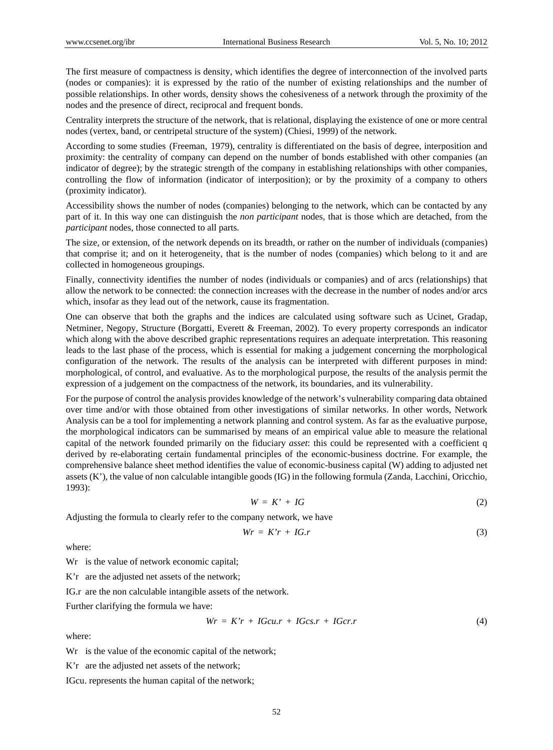The first measure of compactness is density, which identifies the degree of interconnection of the involved parts (nodes or companies): it is expressed by the ratio of the number of existing relationships and the number of possible relationships. In other words, density shows the cohesiveness of a network through the proximity of the nodes and the presence of direct, reciprocal and frequent bonds.

Centrality interprets the structure of the network, that is relational, displaying the existence of one or more central nodes (vertex, band, or centripetal structure of the system) (Chiesi, 1999) of the network.

According to some studies (Freeman, 1979), centrality is differentiated on the basis of degree, interposition and proximity: the centrality of company can depend on the number of bonds established with other companies (an indicator of degree); by the strategic strength of the company in establishing relationships with other companies, controlling the flow of information (indicator of interposition); or by the proximity of a company to others (proximity indicator).

Accessibility shows the number of nodes (companies) belonging to the network, which can be contacted by any part of it. In this way one can distinguish the *non participant* nodes, that is those which are detached, from the *participant* nodes, those connected to all parts.

The size, or extension, of the network depends on its breadth, or rather on the number of individuals (companies) that comprise it; and on it heterogeneity, that is the number of nodes (companies) which belong to it and are collected in homogeneous groupings.

Finally, connectivity identifies the number of nodes (individuals or companies) and of arcs (relationships) that allow the network to be connected: the connection increases with the decrease in the number of nodes and/or arcs which, insofar as they lead out of the network, cause its fragmentation.

One can observe that both the graphs and the indices are calculated using software such as Ucinet, Gradap, Netminer, Negopy, Structure (Borgatti, Everett & Freeman, 2002). To every property corresponds an indicator which along with the above described graphic representations requires an adequate interpretation. This reasoning leads to the last phase of the process, which is essential for making a judgement concerning the morphological configuration of the network. The results of the analysis can be interpreted with different purposes in mind: morphological, of control, and evaluative. As to the morphological purpose, the results of the analysis permit the expression of a judgement on the compactness of the network, its boundaries, and its vulnerability.

For the purpose of control the analysis provides knowledge of the network's vulnerability comparing data obtained over time and/or with those obtained from other investigations of similar networks. In other words, Network Analysis can be a tool for implementing a network planning and control system. As far as the evaluative purpose, the morphological indicators can be summarised by means of an empirical value able to measure the relational capital of the network founded primarily on the fiduciary *asset*: this could be represented with a coefficient q derived by re-elaborating certain fundamental principles of the economic-business doctrine. For example, the comprehensive balance sheet method identifies the value of economic-business capital (W) adding to adjusted net assets (K'), the value of non calculable intangible goods (IG) in the following formula (Zanda, Lacchini, Oricchio, 1993):

$$W = K' + IG \tag{2}$$

Adjusting the formula to clearly refer to the company network, we have

$$Wr = K'r + IG.r \tag{3}$$

where:

Wr is the value of network economic capital;

K'r are the adjusted net assets of the network;

IG.r are the non calculable intangible assets of the network.

Further clarifying the formula we have:

$$Wr = K'r + IGcu.r + IGcs.r + IGcr.r \tag{4}$$

where:

Wr is the value of the economic capital of the network;

K'r are the adjusted net assets of the network;

IGcu. represents the human capital of the network;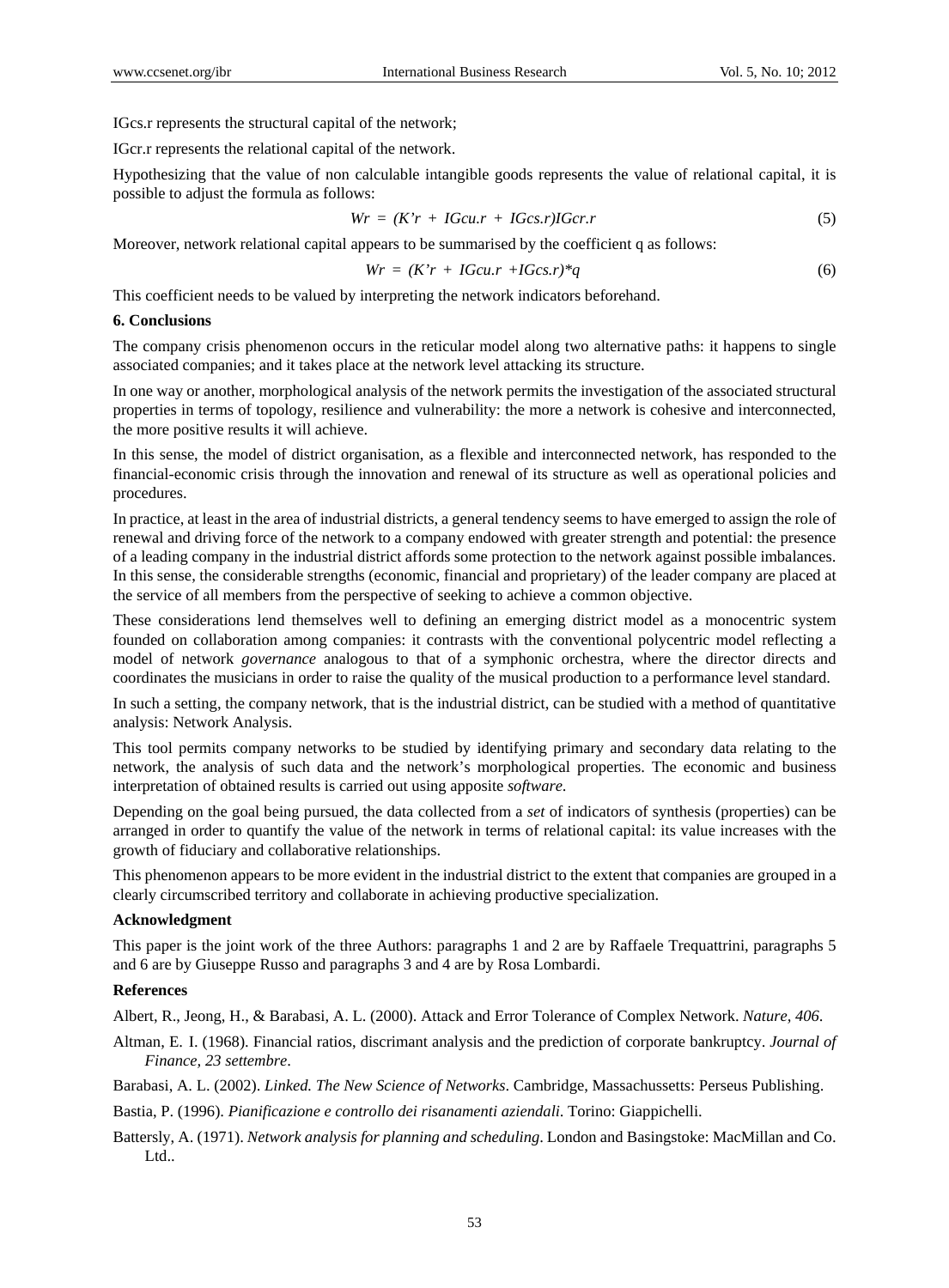IGcs.r represents the structural capital of the network;

IGcr.r represents the relational capital of the network.

Hypothesizing that the value of non calculable intangible goods represents the value of relational capital, it is possible to adjust the formula as follows:

$$Wr = (K'r + IGcu.r + IGcs.r)IGcr.r \tag{5}$$

Moreover, network relational capital appears to be summarised by the coefficient q as follows:

$$Wr = (K'r + IGcu.r + IGcs.r)*q \tag{6}$$

This coefficient needs to be valued by interpreting the network indicators beforehand.

**6. Conclusions**

The company crisis phenomenon occurs in the reticular model along two alternative paths: it happens to single associated companies; and it takes place at the network level attacking its structure.

In one way or another, morphological analysis of the network permits the investigation of the associated structural properties in terms of topology, resilience and vulnerability: the more a network is cohesive and interconnected, the more positive results it will achieve.

In this sense, the model of district organisation, as a flexible and interconnected network, has responded to the financial-economic crisis through the innovation and renewal of its structure as well as operational policies and procedures.

In practice, at least in the area of industrial districts, a general tendency seems to have emerged to assign the role of renewal and driving force of the network to a company endowed with greater strength and potential: the presence of a leading company in the industrial district affords some protection to the network against possible imbalances. In this sense, the considerable strengths (economic, financial and proprietary) of the leader company are placed at the service of all members from the perspective of seeking to achieve a common objective.

These considerations lend themselves well to defining an emerging district model as a monocentric system founded on collaboration among companies: it contrasts with the conventional polycentric model reflecting a model of network *governance* analogous to that of a symphonic orchestra, where the director directs and coordinates the musicians in order to raise the quality of the musical production to a performance level standard.

In such a setting, the company network, that is the industrial district, can be studied with a method of quantitative analysis: Network Analysis.

This tool permits company networks to be studied by identifying primary and secondary data relating to the network, the analysis of such data and the network's morphological properties. The economic and business interpretation of obtained results is carried out using apposite *software*.

Depending on the goal being pursued, the data collected from a *set* of indicators of synthesis (properties) can be arranged in order to quantify the value of the network in terms of relational capital: its value increases with the growth of fiduciary and collaborative relationships.

This phenomenon appears to be more evident in the industrial district to the extent that companies are grouped in a clearly circumscribed territory and collaborate in achieving productive specialization.

**Acknowledgment**

This paper is the joint work of the three Authors: paragraphs 1 and 2 are by Raffaele Trequattrini, paragraphs 5 and 6 are by Giuseppe Russo and paragraphs 3 and 4 are by Rosa Lombardi.

**References**

Albert, R., Jeong, H., & Barabasi, A. L. (2000). Attack and Error Tolerance of Complex Network. *Nature, 406*.

Altman, E. I. (1968). Financial ratios, discrimant analysis and the prediction of corporate bankruptcy. *Journal of Finance, 23 settembre*.

Barabasi, A. L. (2002). *Linked. The New Science of Networks*. Cambridge, Massachussetts: Perseus Publishing.

Bastia, P. (1996). *Pianificazione e controllo dei risanamenti aziendali*. Torino: Giappichelli.

Battersly, A. (1971). *Network analysis for planning and scheduling*. London and Basingstoke: MacMillan and Co. Ltd..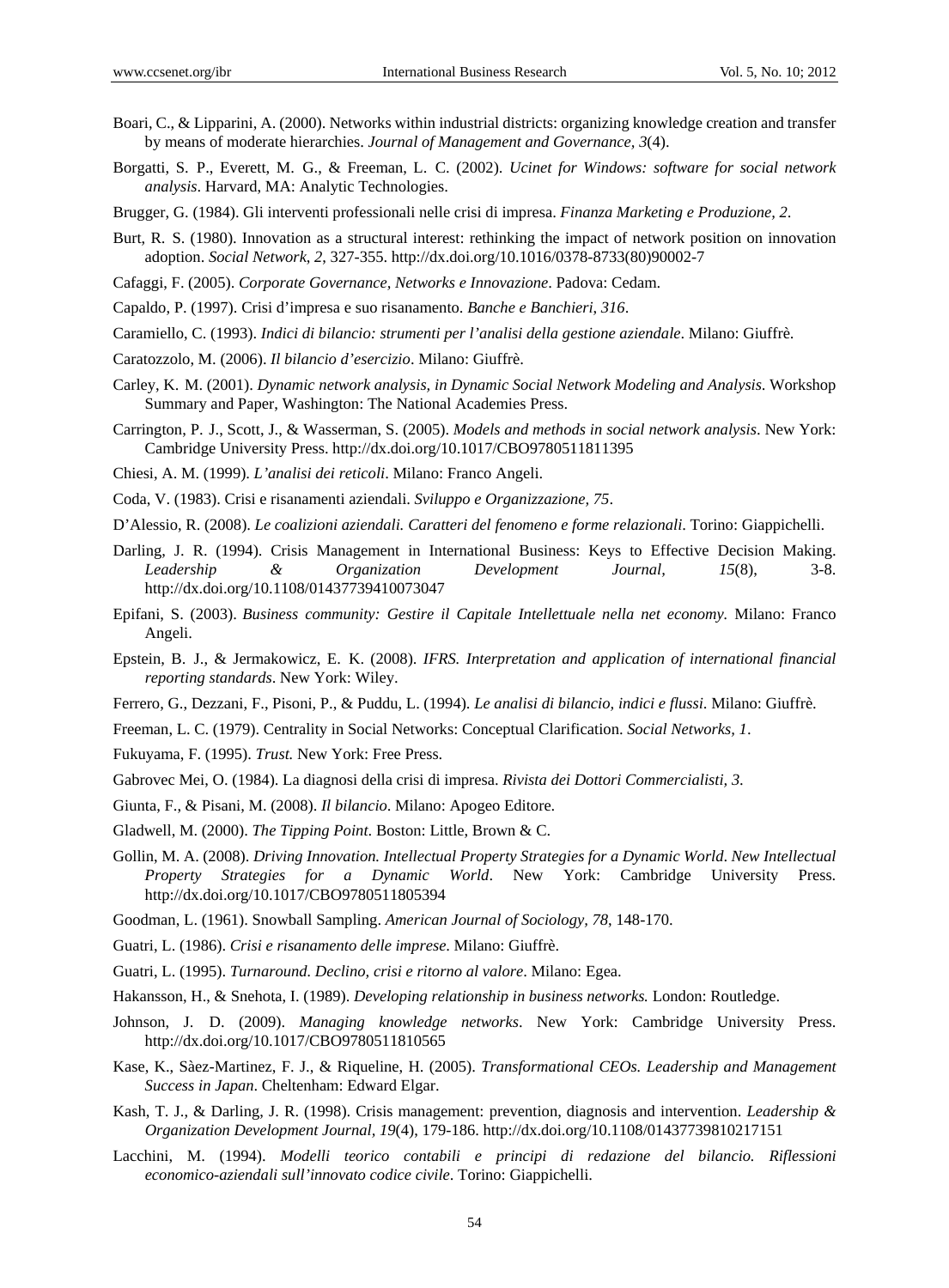Boari, C., & Lipparini, A. (2000). Networks within industrial districts: organizing knowledge creation and transfer by means of moderate hierarchies. *Journal of Management and Governance, 3*(4).

Borgatti, S. P., Everett, M. G., & Freeman, L. C. (2002). *Ucinet for Windows: software for social network analysis*. Harvard, MA: Analytic Technologies.

Brugger, G. (1984). Gli interventi professionali nelle crisi di impresa. *Finanza Marketing e Produzione, 2*.

Burt, R. S. (1980). Innovation as a structural interest: rethinking the impact of network position on innovation adoption. *Social Network, 2*, 327-355. http://dx.doi.org/10.1016/0378-8733(80)90002-7

Cafaggi, F. (2005). *Corporate Governance, Networks e Innovazione*. Padova: Cedam.

Capaldo, P. (1997). Crisi d'impresa e suo risanamento. *Banche e Banchieri, 316*.

Caramiello, C. (1993). *Indici di bilancio: strumenti per l'analisi della gestione aziendale*. Milano: Giuffrè.

Caratozzolo, M. (2006). *Il bilancio d'esercizio*. Milano: Giuffrè.

Carley, K. M. (2001). *Dynamic network analysis, in Dynamic Social Network Modeling and Analysis*. Workshop Summary and Paper, Washington: The National Academies Press.

Carrington, P. J., Scott, J., & Wasserman, S. (2005). *Models and methods in social network analysis*. New York: Cambridge University Press. http://dx.doi.org/10.1017/CBO9780511811395

Chiesi, A. M. (1999). *L'analisi dei reticoli*. Milano: Franco Angeli.

Coda, V. (1983). Crisi e risanamenti aziendali. *Sviluppo e Organizzazione, 75*.

D'Alessio, R. (2008). *Le coalizioni aziendali. Caratteri del fenomeno e forme relazionali*. Torino: Giappichelli.

Darling, J. R. (1994). Crisis Management in International Business: Keys to Effective Decision Making. *Leadership & Organization Development Journal, 15*(8), 3-8. http://dx.doi.org/10.1108/01437739410073047

Epifani, S. (2003). *Business community: Gestire il Capitale Intellettuale nella net economy*. Milano: Franco Angeli.

Epstein, B. J., & Jermakowicz, E. K. (2008). *IFRS. Interpretation and application of international financial reporting standards*. New York: Wiley.

Ferrero, G., Dezzani, F., Pisoni, P., & Puddu, L. (1994). *Le analisi di bilancio, indici e flussi*. Milano: Giuffrè.

Freeman, L. C. (1979). Centrality in Social Networks: Conceptual Clarification. *Social Networks, 1*.

Fukuyama, F. (1995). *Trust.* New York: Free Press.

Gabrovec Mei, O. (1984). La diagnosi della crisi di impresa. *Rivista dei Dottori Commercialisti, 3*.

Giunta, F., & Pisani, M. (2008). *Il bilancio*. Milano: Apogeo Editore.

Gladwell, M. (2000). *The Tipping Point*. Boston: Little, Brown & C.

Gollin, M. A. (2008). *Driving Innovation. Intellectual Property Strategies for a Dynamic World. New Intellectual Property Strategies for a Dynamic World*. New York: Cambridge University Press. http://dx.doi.org/10.1017/CBO9780511805394

Goodman, L. (1961). Snowball Sampling. *American Journal of Sociology, 78*, 148-170.

Guatri, L. (1986). *Crisi e risanamento delle imprese*. Milano: Giuffrè.

Guatri, L. (1995). *Turnaround. Declino, crisi e ritorno al valore*. Milano: Egea.

Hakansson, H., & Snehota, I. (1989). *Developing relationship in business networks.* London: Routledge.

Johnson, J. D. (2009). *Managing knowledge networks*. New York: Cambridge University Press. http://dx.doi.org/10.1017/CBO9780511810565

Kase, K., Sàez-Martinez, F. J., & Riqueline, H. (2005). *Transformational CEOs. Leadership and Management Success in Japan*. Cheltenham: Edward Elgar.

Kash, T. J., & Darling, J. R. (1998). Crisis management: prevention, diagnosis and intervention. *Leadership & Organization Development Journal, 19*(4), 179-186. http://dx.doi.org/10.1108/01437739810217151

Lacchini, M. (1994). *Modelli teorico contabili e principi di redazione del bilancio. Riflessioni economico-aziendali sull'innovato codice civile*. Torino: Giappichelli.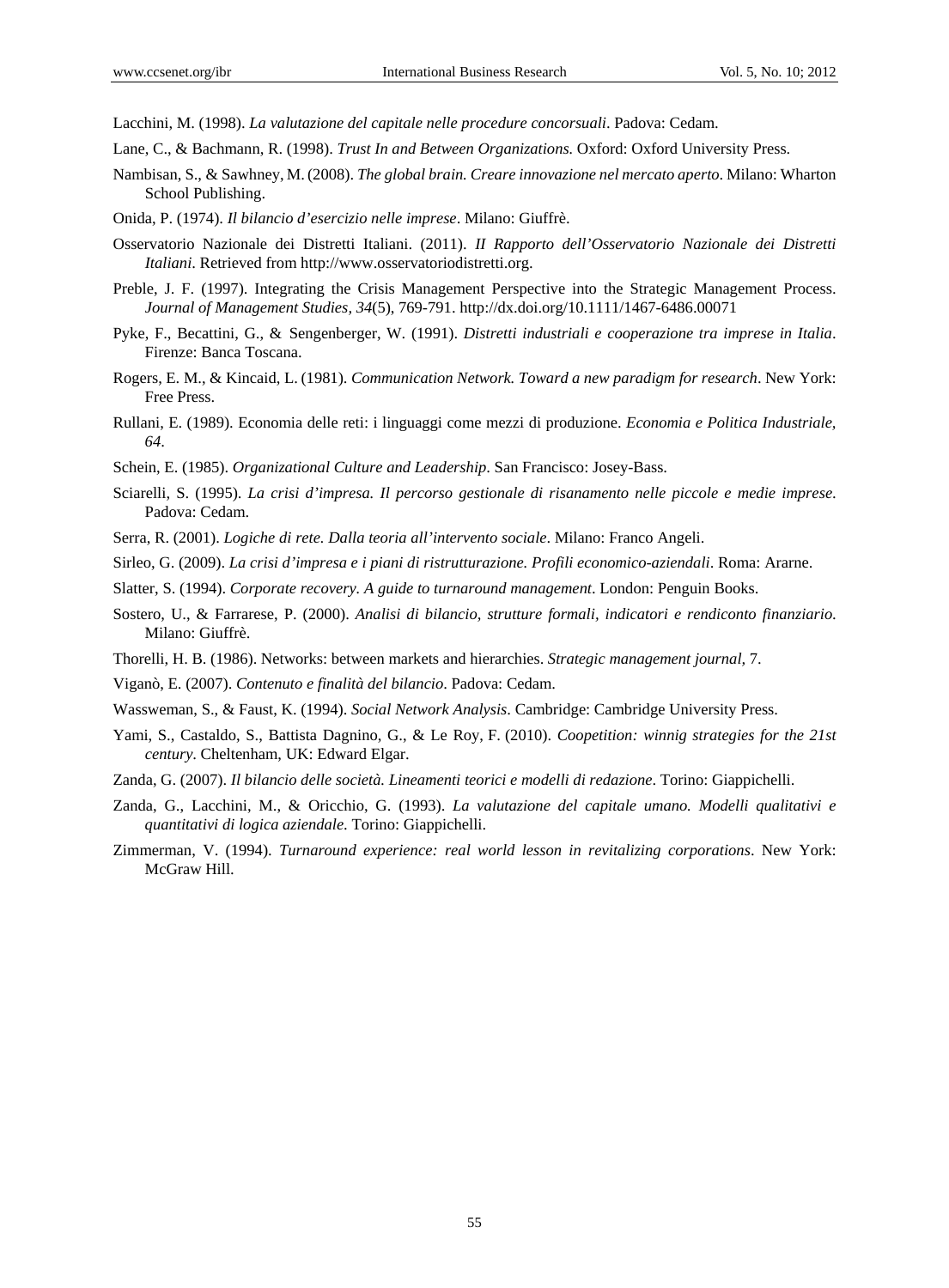Lacchini, M. (1998). *La valutazione del capitale nelle procedure concorsuali*. Padova: Cedam.

Lane, C., & Bachmann, R. (1998). *Trust In and Between Organizations.* Oxford: Oxford University Press.

Nambisan, S., & Sawhney, M. (2008). *The global brain. Creare innovazione nel mercato aperto*. Milano: Wharton School Publishing.

Onida, P. (1974). *Il bilancio d'esercizio nelle imprese*. Milano: Giuffrè.

Osservatorio Nazionale dei Distretti Italiani. (2011). *II Rapporto dell'Osservatorio Nazionale dei Distretti Italiani*. Retrieved from http://www.osservatoriodistretti.org.

Preble, J. F. (1997). Integrating the Crisis Management Perspective into the Strategic Management Process. *Journal of Management Studies, 34*(5), 769-791. http://dx.doi.org/10.1111/1467-6486.00071

Pyke, F., Becattini, G., & Sengenberger, W. (1991). *Distretti industriali e cooperazione tra imprese in Italia*. Firenze: Banca Toscana.

Rogers, E. M., & Kincaid, L. (1981). *Communication Network. Toward a new paradigm for research*. New York: Free Press.

Rullani, E. (1989). Economia delle reti: i linguaggi come mezzi di produzione. *Economia e Politica Industriale, 64*.

Schein, E. (1985). *Organizational Culture and Leadership*. San Francisco: Josey-Bass.

Sciarelli, S. (1995). *La crisi d'impresa. Il percorso gestionale di risanamento nelle piccole e medie imprese*. Padova: Cedam.

Serra, R. (2001). *Logiche di rete. Dalla teoria all'intervento sociale*. Milano: Franco Angeli.

Sirleo, G. (2009). *La crisi d'impresa e i piani di ristrutturazione. Profili economico-aziendali*. Roma: Ararne.

Slatter, S. (1994). *Corporate recovery. A guide to turnaround management*. London: Penguin Books.

Sostero, U., & Farrarese, P. (2000). *Analisi di bilancio, strutture formali, indicatori e rendiconto finanziario*. Milano: Giuffrè.

Thorelli, H. B. (1986). Networks: between markets and hierarchies. *Strategic management journal*, 7.

Viganò, E. (2007). *Contenuto e finalità del bilancio*. Padova: Cedam.

Wassweman, S., & Faust, K. (1994). *Social Network Analysis*. Cambridge: Cambridge University Press.

Yami, S., Castaldo, S., Battista Dagnino, G., & Le Roy, F. (2010). *Coopetition: winnig strategies for the 21st century*. Cheltenham, UK: Edward Elgar.

Zanda, G. (2007). *Il bilancio delle società. Lineamenti teorici e modelli di redazione*. Torino: Giappichelli.

Zanda, G., Lacchini, M., & Oricchio, G. (1993). *La valutazione del capitale umano. Modelli qualitativi e quantitativi di logica aziendale*. Torino: Giappichelli.

Zimmerman, V. (1994). *Turnaround experience: real world lesson in revitalizing corporations*. New York: McGraw Hill.